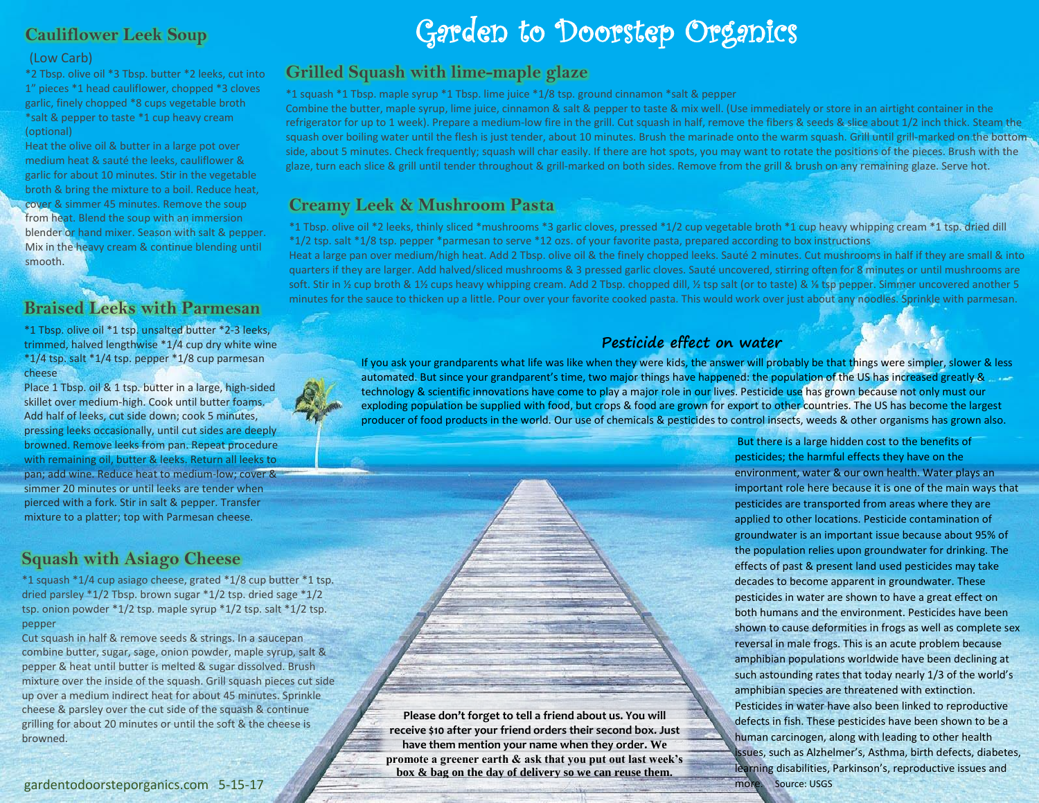# Garden to Doorstep Organics

## Cauliflower Leek Soup

(Low Carb)

*2 Tbsp. olive oil *3 Tbsp. butter *2 leeks, cut into 1" pieces *1 head cauliflower, chopped *3 cloves garlic, finely chopped *8 cups vegetable broth *salt & pepper to taste *1 cup heavy cream (optional)

Heat the olive oil & butter in a large pot over medium heat & sauté the leeks, cauliflower & garlic for about 10 minutes. Stir in the vegetable broth & bring the mixture to a boil. Reduce heat, cover & simmer 45 minutes. Remove the soup from heat. Blend the soup with an immersion blender or hand mixer. Season with salt & pepper. Mix in the heavy cream & continue blending until smooth.

## Braised Leeks with Parmesan

*1 Tbsp. olive oil *1 tsp. unsalted butter *2-3 leeks, trimmed, halved lengthwise *1/4 cup dry white wine *1/4 tsp. salt *1/4 tsp. pepper *1/8 cup parmesan cheese

Place 1 Tbsp. oil & 1 tsp. butter in a large, high-sided skillet over medium-high. Cook until butter foams. Add half of leeks, cut side down; cook 5 minutes, pressing leeks occasionally, until cut sides are deeply browned. Remove leeks from pan. Repeat procedure with remaining oil, butter & leeks. Return all leeks to pan; add wine. Reduce heat to medium-low; cover & simmer 20 minutes or until leeks are tender when pierced with a fork. Stir in salt & pepper. Transfer mixture to a platter; top with Parmesan cheese.

## Squash with Asiago Cheese

*1 squash *1/4 cup asiago cheese, grated *1/8 cup butter *1 tsp. dried parsley *1/2 Tbsp. brown sugar *1/2 tsp. dried sage *1/2 tsp. onion powder *1/2 tsp. maple syrup *1/2 tsp. salt *1/2 tsp. pepper

Cut squash in half & remove seeds & strings. In a saucepan combine butter, sugar, sage, onion powder, maple syrup, salt & pepper & heat until butter is melted & sugar dissolved. Brush mixture over the inside of the squash. Grill squash pieces cut side up over a medium indirect heat for about 45 minutes. Sprinkle cheese & parsley over the cut side of the squash & continue grilling for about 20 minutes or until the soft & the cheese is browned.

## Grilled Squash with lime-maple glaze

*1 squash *1 Tbsp. maple syrup *1 Tbsp. lime juice *1/8 tsp. ground cinnamon *salt & pepper

Combine the butter, maple syrup, lime juice, cinnamon & salt & pepper to taste & mix well. (Use immediately or store in an airtight container in the refrigerator for up to 1 week). Prepare a medium-low fire in the grill. Cut squash in half, remove the fibers & seeds & slice about 1/2 inch thick. Steam the squash over boiling water until the flesh is just tender, about 10 minutes. Brush the marinade onto the warm squash. Grill until grill-marked on the bottom side, about 5 minutes. Check frequently; squash will char easily. If there are hot spots, you may want to rotate the positions of the pieces. Brush with the glaze, turn each slice & grill until tender throughout & grill-marked on both sides. Remove from the grill & brush on any remaining glaze. Serve hot.

## Creamy Leek & Mushroom Pasta

*1 Tbsp. olive oil *2 leeks, thinly sliced *mushrooms *3 garlic cloves, pressed *1/2 cup vegetable broth *1 cup heavy whipping cream *1 tsp. dried dill *1/2 tsp. salt *1/8 tsp. pepper *parmesan to serve *12 ozs. of your favorite pasta, prepared according to box instructions

Heat a large pan over medium/high heat. Add 2 Tbsp. olive oil & the finely chopped leeks. Sauté 2 minutes. Cut mushrooms in half if they are small & into quarters if they are larger. Add halved/sliced mushrooms & 3 pressed garlic cloves. Sauté uncovered, stirring often for 8 minutes or until mushrooms are soft. Stir in ½ cup broth & 1½ cups heavy whipping cream. Add 2 Tbsp. chopped dill, ½ tsp salt (or to taste) & ⅛ tsp pepper. Simmer uncovered another 5 minutes for the sauce to thicken up a little. Pour over your favorite cooked pasta. This would work over just about any noodles. Sprinkle with parmesan.

## *Pesticide effect on water*

If you ask your grandparents what life was like when they were kids, the answer will probably be that things were simpler, slower & less automated. But since your grandparent's time, two major things have happened: the population of the US has increased greatly & technology & scientific innovations have come to play a major role in our lives. Pesticide use has grown because not only must our exploding population be supplied with food, but crops & food are grown for export to other countries. The US has become the largest producer of food products in the world. Our use of chemicals & pesticides to control insects, weeds & other organisms has grown also.

But there is a large hidden cost to the benefits of pesticides; the harmful effects they have on the environment, water & our own health. Water plays an important role here because it is one of the main ways that pesticides are transported from areas where they are applied to other locations. Pesticide contamination of groundwater is an important issue because about 95% of the population relies upon groundwater for drinking. The effects of past & present land used pesticides may take decades to become apparent in groundwater. These pesticides in water are shown to have a great effect on both humans and the environment. Pesticides have been shown to cause deformities in frogs as well as complete sex reversal in male frogs. This is an acute problem because amphibian populations worldwide have been declining at such astounding rates that today nearly 1/3 of the world's amphibian species are threatened with extinction. Pesticides in water have also been linked to reproductive defects in fish. These pesticides have been shown to be a human carcinogen, along with leading to other health issues, such as Alzhelmer's, Asthma, birth defects, diabetes, learning disabilities, Parkinson's, reproductive issues and more. Source: USGS

**Please don't forget to tell a friend about us. You will receive $10 after your friend orders their second box. Just have them mention your name when they order. We promote a greener earth & ask that you put out last week's box & bag on the day of delivery so we can reuse them.**

gardentodoorsteporganics.com 5-15-17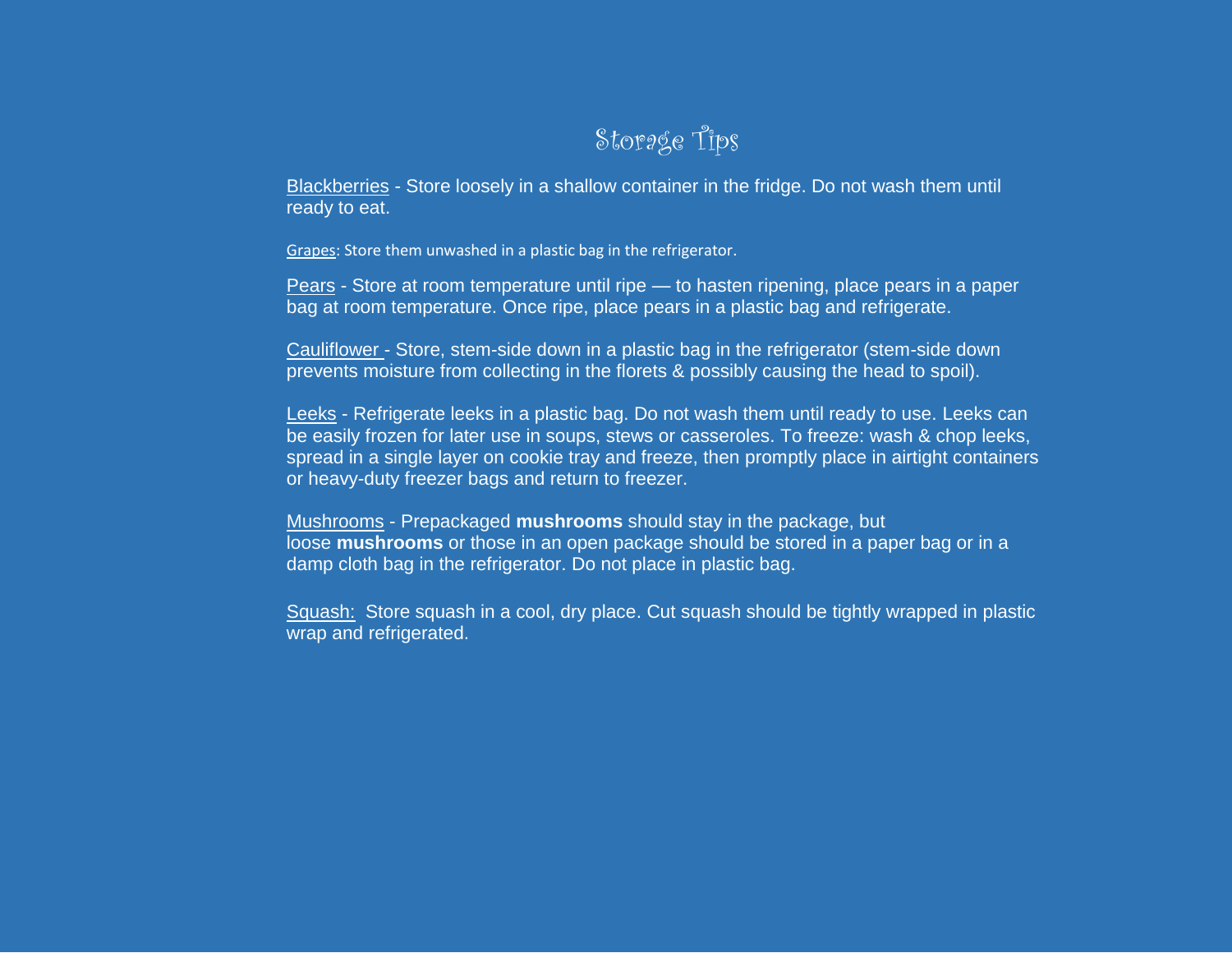# Storage Tips

Blackberries - Store loosely in a shallow container in the fridge. Do not wash them until ready to eat.

Grapes: Store them unwashed in a plastic bag in the refrigerator.

Pears - Store at room temperature until ripe — to hasten ripening, place pears in a paper bag at room temperature. Once ripe, place pears in a plastic bag and refrigerate.

Cauliflower - Store, stem-side down in a plastic bag in the refrigerator (stem-side down prevents moisture from collecting in the florets & possibly causing the head to spoil).

Leeks - Refrigerate leeks in a plastic bag. Do not wash them until ready to use. Leeks can be easily frozen for later use in soups, stews or casseroles. To freeze: wash & chop leeks, spread in a single layer on cookie tray and freeze, then promptly place in airtight containers or heavy-duty freezer bags and return to freezer.

Mushrooms - Prepackaged **mushrooms** should stay in the package, but loose **mushrooms** or those in an open package should be stored in a paper bag or in a damp cloth bag in the refrigerator. Do not place in plastic bag.

Squash: Store squash in a cool, dry place. Cut squash should be tightly wrapped in plastic wrap and refrigerated.